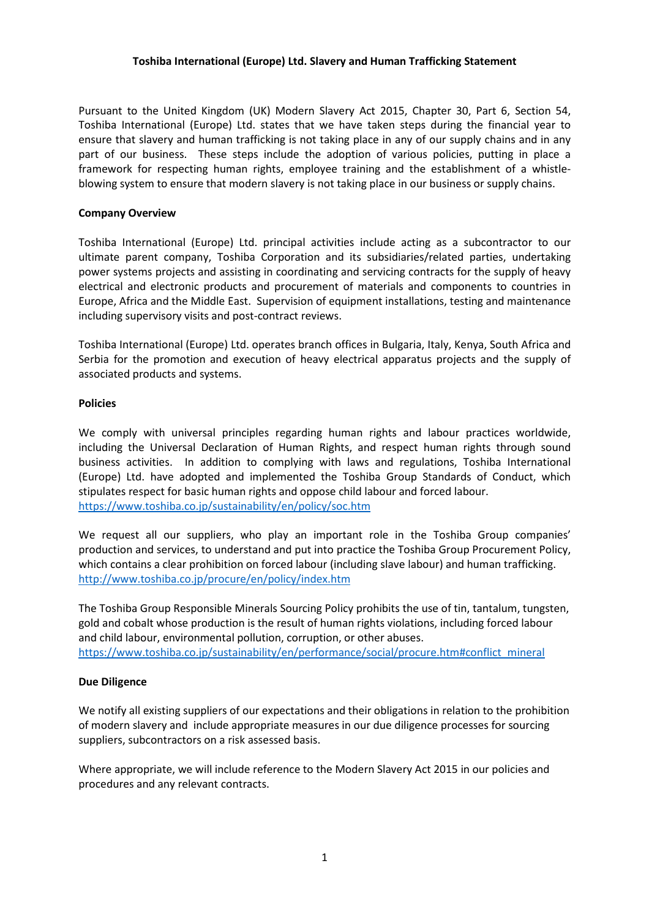# Toshiba International (Europe) Ltd. Slavery and Human Trafficking Statement

Pursuant to the United Kingdom (UK) Modern Slavery Act 2015, Chapter 30, Part 6, Section 54, Toshiba International (Europe) Ltd. states that we have taken steps during the financial year to ensure that slavery and human trafficking is not taking place in any of our supply chains and in any part of our business. These steps include the adoption of various policies, putting in place a framework for respecting human rights, employee training and the establishment of a whistle-blowing system to ensure that modern slavery is not taking place in our business or supply chains.

## Company Overview

Toshiba International (Europe) Ltd. principal activities include acting as a subcontractor to our ultimate parent company, Toshiba Corporation and its subsidiaries/related parties, undertaking power systems projects and assisting in coordinating and servicing contracts for the supply of heavy electrical and electronic products and procurement of materials and components to countries in Europe, Africa and the Middle East. Supervision of equipment installations, testing and maintenance including supervisory visits and post-contract reviews.

Toshiba International (Europe) Ltd. operates branch offices in Bulgaria, Italy, Kenya, South Africa and Serbia for the promotion and execution of heavy electrical apparatus projects and the supply of associated products and systems.

## Policies

We comply with universal principles regarding human rights and labour practices worldwide, including the Universal Declaration of Human Rights, and respect human rights through sound business activities. In addition to complying with laws and regulations, Toshiba International (Europe) Ltd. have adopted and implemented the Toshiba Group Standards of Conduct, which stipulates respect for basic human rights and oppose child labour and forced labour.
https://www.toshiba.co.jp/sustainability/en/policy/soc.htm

We request all our suppliers, who play an important role in the Toshiba Group companies' production and services, to understand and put into practice the Toshiba Group Procurement Policy, which contains a clear prohibition on forced labour (including slave labour) and human trafficking.
http://www.toshiba.co.jp/procure/en/policy/index.htm

The Toshiba Group Responsible Minerals Sourcing Policy prohibits the use of tin, tantalum, tungsten, gold and cobalt whose production is the result of human rights violations, including forced labour and child labour, environmental pollution, corruption, or other abuses.
https://www.toshiba.co.jp/sustainability/en/performance/social/procure.htm#conflict_mineral

## Due Diligence

We notify all existing suppliers of our expectations and their obligations in relation to the prohibition of modern slavery and include appropriate measures in our due diligence processes for sourcing suppliers, subcontractors on a risk assessed basis.

Where appropriate, we will include reference to the Modern Slavery Act 2015 in our policies and procedures and any relevant contracts.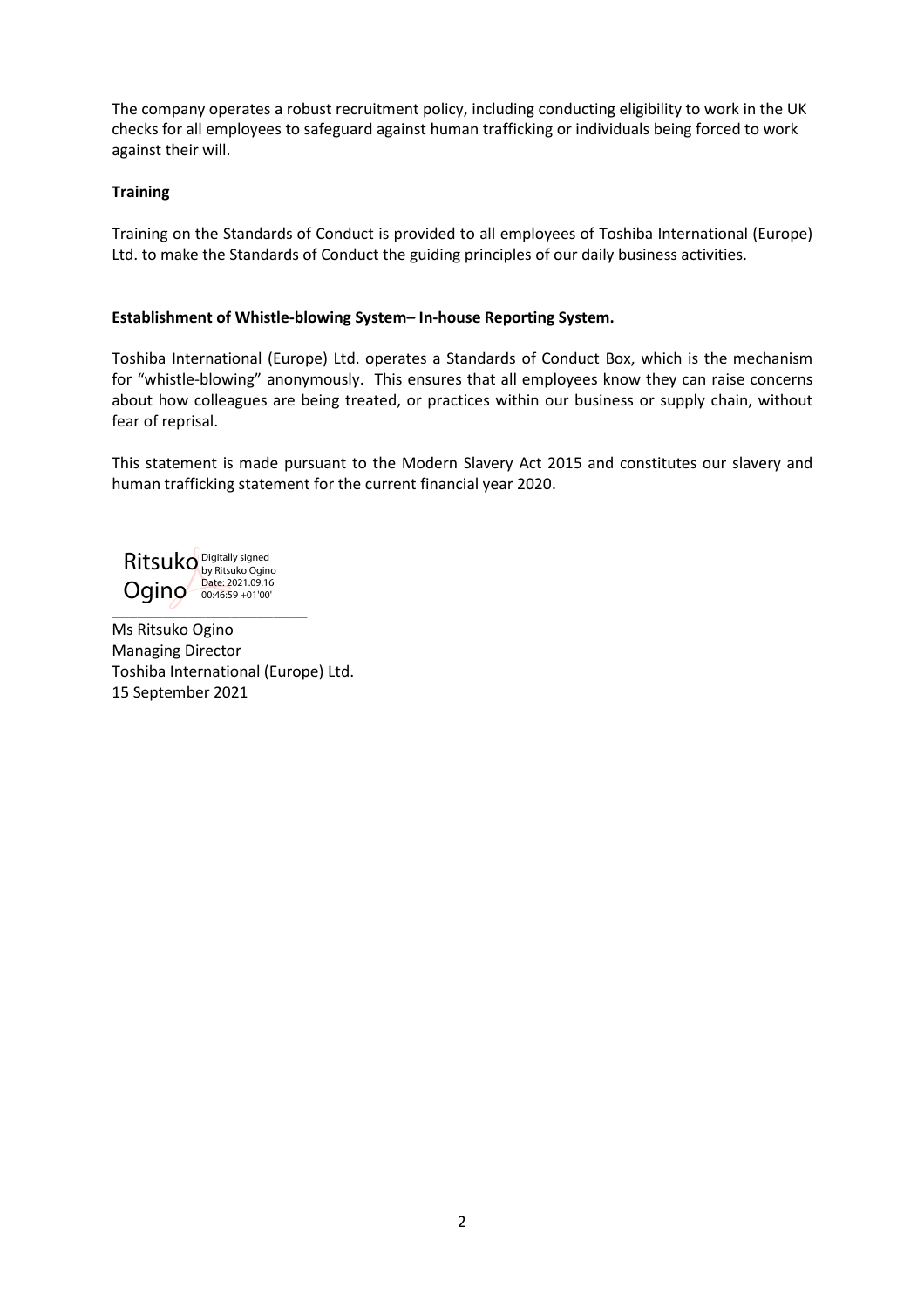The company operates a robust recruitment policy, including conducting eligibility to work in the UK checks for all employees to safeguard against human trafficking or individuals being forced to work against their will.

**Training**

Training on the Standards of Conduct is provided to all employees of Toshiba International (Europe) Ltd. to make the Standards of Conduct the guiding principles of our daily business activities.

**Establishment of Whistle-blowing System– In-house Reporting System.**

Toshiba International (Europe) Ltd. operates a Standards of Conduct Box, which is the mechanism for "whistle-blowing" anonymously. This ensures that all employees know they can raise concerns about how colleagues are being treated, or practices within our business or supply chain, without fear of reprisal.

This statement is made pursuant to the Modern Slavery Act 2015 and constitutes our slavery and human trafficking statement for the current financial year 2020.

Ritsuko Ogino
Digitally signed by Ritsuko Ogino
Date: 2021.09.16 00:46:59 +01'00'

Ms Ritsuko Ogino
Managing Director
Toshiba International (Europe) Ltd.
15 September 2021